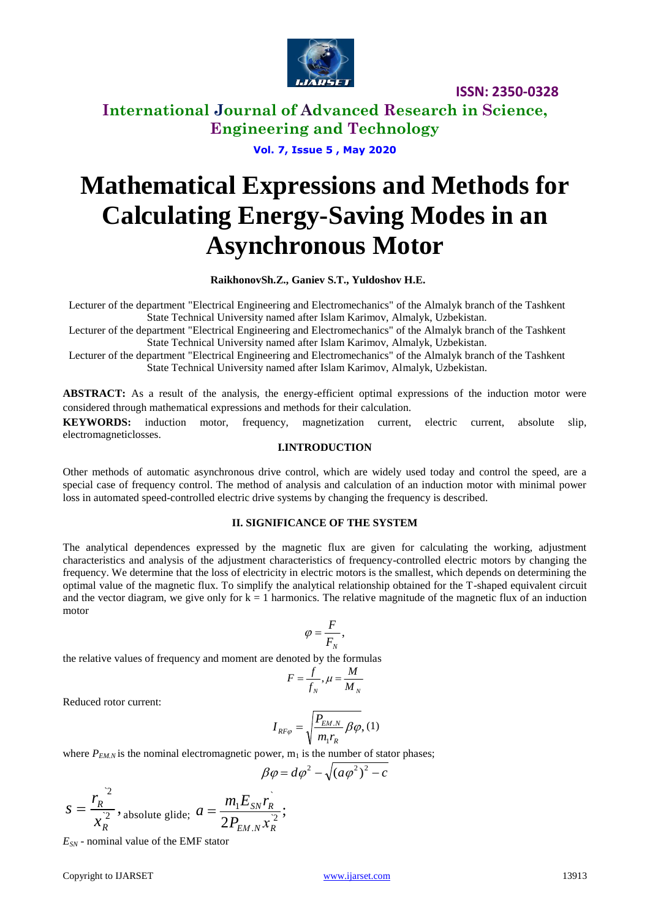# Mathematical Expressions and Methods for Calculating Energy-Saving Modes in an Asynchronous Motor

**RaikhonovSh.Z., Ganiev S.T., Yuldoshov H.E.**

Lecturer of the department "Electrical Engineering and Electromechanics" of the Almalyk branch of the Tashkent State Technical University named after Islam Karimov, Almalyk, Uzbekistan.

Lecturer of the department "Electrical Engineering and Electromechanics" of the Almalyk branch of the Tashkent State Technical University named after Islam Karimov, Almalyk, Uzbekistan.

Lecturer of the department "Electrical Engineering and Electromechanics" of the Almalyk branch of the Tashkent State Technical University named after Islam Karimov, Almalyk, Uzbekistan.

**ABSTRACT:** As a result of the analysis, the energy-efficient optimal expressions of the induction motor were considered through mathematical expressions and methods for their calculation.

**KEYWORDS:** induction motor, frequency, magnetization current, electric current, absolute slip, electromagneticlosses.

## I.INTRODUCTION

Other methods of automatic asynchronous drive control, which are widely used today and control the speed, are a special case of frequency control. The method of analysis and calculation of an induction motor with minimal power loss in automated speed-controlled electric drive systems by changing the frequency is described.

## II. SIGNIFICANCE OF THE SYSTEM

The analytical dependences expressed by the magnetic flux are given for calculating the working, adjustment characteristics and analysis of the adjustment characteristics of frequency-controlled electric motors by changing the frequency. We determine that the loss of electricity in electric motors is the smallest, which depends on determining the optimal value of the magnetic flux. To simplify the analytical relationship obtained for the T-shaped equivalent circuit and the vector diagram, we give only for k = 1 harmonics. The relative magnitude of the magnetic flux of an induction motor

$$\varphi = \frac{F}{F_N},$$

the relative values of frequency and moment are denoted by the formulas

$$F = \frac{f}{f_N}, \mu = \frac{M}{M_N}$$

Reduced rotor current:

$$I_{RF\varphi} = \sqrt{\frac{P_{EM.N}}{m_1 r_R}\beta\varphi}, (1)$$

where $P_{EM.N}$ is the nominal electromagnetic power, $m_1$ is the number of stator phases;

$$\beta\varphi = d\varphi^2 - \sqrt{(a\varphi^2)^2 - c}$$

$s = \frac{r_R^{`2}}{x_R^{`2}}$, absolute glide; $a = \frac{m_1 E_{SN} r_R^{`}}{2P_{EM.N} x_R^{`2}}$;

$E_{SN}$ - nominal value of the EMF stator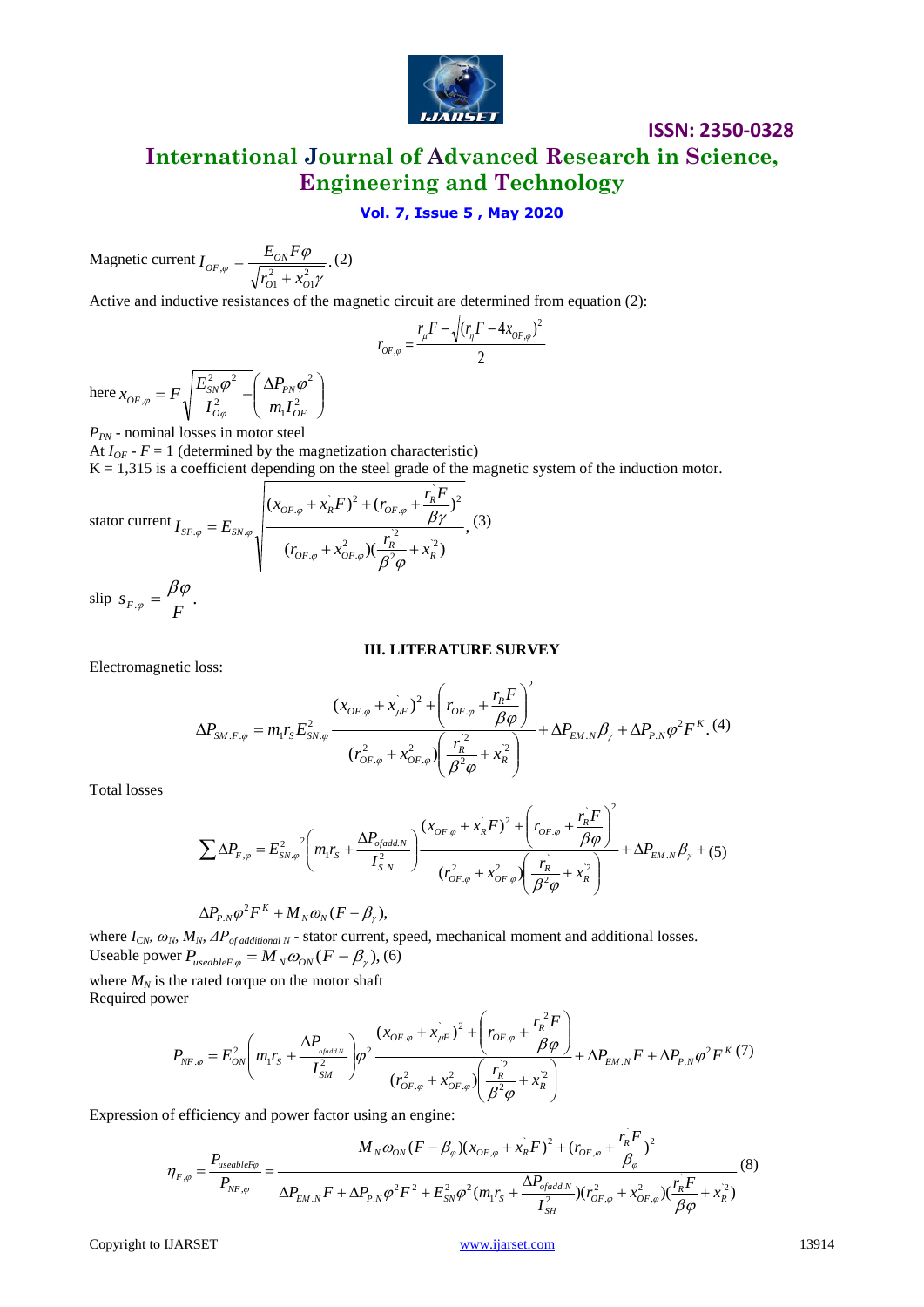Magnetic current $I_{OF,\varphi} = \dfrac{E_{ON} F\varphi}{\sqrt{r_{O1}^2 + x_{O1}^2 \gamma}}$. (2)

Active and inductive resistances of the magnetic circuit are determined from equation (2):

$$r_{OF,\varphi} = \frac{r_\mu F - \sqrt{(r_\eta F - 4x_{OF,\varphi})^2}}{2}$$

here $x_{OF,\varphi} = F\sqrt{\dfrac{E_{SN}^2\varphi^2}{I_{O\varphi}^2} - \left(\dfrac{\Delta P_{PN}\varphi^2}{m_1 I_{OF}^2}\right)}$

$P_{PN}$ - nominal losses in motor steel

At $I_{OF}$ - $F = 1$ (determined by the magnetization characteristic)

K = 1,315 is a coefficient depending on the steel grade of the magnetic system of the induction motor.

stator current $I_{SF.\varphi} = E_{SN.\varphi}\sqrt{\dfrac{(x_{OF.\varphi} + x_R^` F)^2 + (r_{OF.\varphi} + \dfrac{r_R^` F}{\beta\gamma})^2}{(r_{OF.\varphi} + x_{OF.\varphi}^2)(\dfrac{r_R^{`2}}{\beta^2\varphi} + x_R^{`2})}}$, (3)

slip $s_{F.\varphi} = \dfrac{\beta\varphi}{F}$.

## III. LITERATURE SURVEY

Electromagnetic loss:

$$\Delta P_{SM.F.\varphi} = m_1 r_S E_{SN.\varphi}^2 \frac{(x_{OF.\varphi} + x_{\mu F}^`)^2 + \left(r_{OF.\varphi} + \dfrac{r_R F}{\beta\varphi}\right)^2}{(r_{OF.\varphi}^2 + x_{OF.\varphi}^2)\left(\dfrac{r_R^{`2}}{\beta^2\varphi} + x_R^{`2}\right)} + \Delta P_{EM.N}\beta_\gamma + \Delta P_{P.N}\varphi^2 F^K. \quad (4)$$

Total losses

$$\sum \Delta P_{F,\varphi} = E_{SN.\varphi}^{2}{}^2\left(m_1 r_S + \frac{\Delta P_{ofadd.N}}{I_{S.N}^2}\right)\frac{(x_{OF.\varphi} + x_R^` F)^2 + \left(r_{OF.\varphi} + \dfrac{r_R^` F}{\beta\varphi}\right)^2}{(r_{OF.\varphi}^2 + x_{OF.\varphi}^2)\left(\dfrac{r_R^`}{\beta^2\varphi} + x_R^{`2}\right)} + \Delta P_{EM.N}\beta_\gamma + \quad (5)$$

$$\Delta P_{P.N}\varphi^2 F^K + M_N\omega_N(F - \beta_\gamma),$$

where $I_{CN}$, $\omega_N$, $M_N$, $\Delta P_{of\ additional\ N}$ - stator current, speed, mechanical moment and additional losses.

Useable power $P_{useableF.\varphi} = M_N\omega_{ON}(F - \beta_\gamma)$, (6)

where $M_N$ is the rated torque on the motor shaft

Required power

$$P_{NF.\varphi} = E_{ON}^2\left(m_1 r_S + \frac{\Delta P_{ofadd.N}}{I_{SM}^2}\right)\varphi^2\frac{(x_{OF.\varphi} + x_{\mu F}^`)^2 + \left(r_{OF.\varphi} + \dfrac{r_R^{`2} F}{\beta\varphi}\right)}{(r_{OF.\varphi}^2 + x_{OF.\varphi}^2)\left(\dfrac{r_R^{`2}}{\beta^2\varphi} + x_R^{`2}\right)} + \Delta P_{EM.N}F + \Delta P_{P.N}\varphi^2 F^K \quad (7)$$

Expression of efficiency and power factor using an engine:

$$\eta_{F,\varphi} = \frac{P_{useableF\varphi}}{P_{NF,\varphi}} = \frac{M_N\omega_{ON}(F - \beta_\varphi)(x_{OF,\varphi} + x_R^` F)^2 + (r_{OF,\varphi} + \dfrac{r_R^` F}{\beta_\varphi})^2}{\Delta P_{EM.N}F + \Delta P_{P.N}\varphi^2 F^2 + E_{SN}^2\varphi^2(m_1 r_S + \dfrac{\Delta P_{ofadd.N}}{I_{SH}^2})(r_{OF,\varphi}^2 + x_{OF,\varphi}^2)(\dfrac{r_R^` F}{\beta\varphi} + x_R^{`2})} \quad (8)$$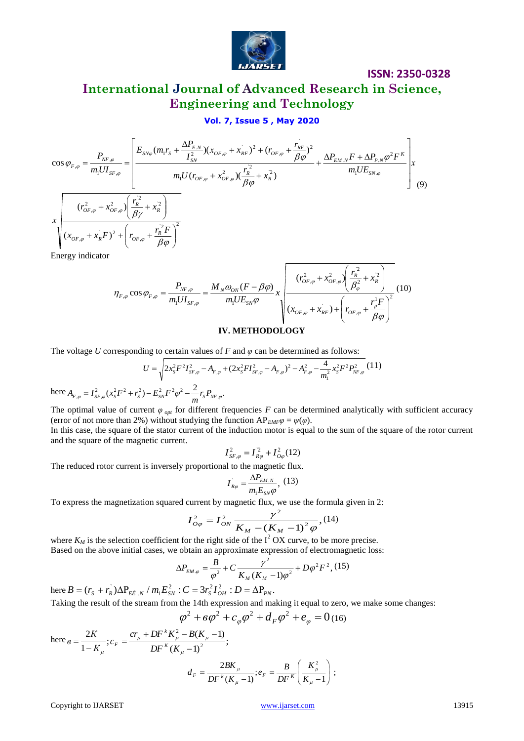$$\cos\varphi_{F,\varphi} = \frac{P_{NF,\varphi}}{m_1 U I_{SF,\varphi}} = \left[ \frac{E_{SN\varphi}(m_1 r_S + \frac{\Delta P_{E.N}}{I_{SN}^2})(x_{OF,\varphi} + x_{RF}^{`})^2 + (r_{OF,\varphi} + \frac{r_{RF}^{`}}{\beta\varphi})^2}{m_1 U (r_{OF,\varphi} + x_{OF,\varphi}^2)(\frac{r_R^{`2}}{\beta\varphi} + x_R^{`2})} + \frac{\Delta P_{EM.N} F + \Delta P_{P.N}\varphi^2 F^K}{m_1 U E_{SN.\varphi}} \right] x \quad (9)$$

$$x \sqrt{\frac{(r_{OF,\varphi}^2 + x_{OF,\varphi}^2)\left(\frac{r_R^{`2}}{\beta\gamma} + x_R^{`2}\right)}{(x_{OF,\varphi} + x_R^{`} F)^2 + \left(r_{OF,\varphi} + \frac{r_R^{`2} F}{\beta\varphi}\right)^2}}$$

Energy indicator

$$\eta_{F,\varphi}\cos\varphi_{F,\varphi} = \frac{P_{NF,\varphi}}{m_1 U I_{SF,\varphi}} = \frac{M_N \omega_{ON}(F - \beta\varphi)}{m_1 U E_{SN}\varphi} x \sqrt{\frac{(r_{OF,\varphi}^2 + x_{OF,\varphi}^2)\left(\frac{r_R^{`2}}{\beta_\varphi^2} + x_R^{`2}\right)}{(x_{OF,\varphi} + x_{RF}^{`}) + \left(r_{OF,\varphi} + \frac{r_p^1 F}{\beta\varphi}\right)^2}} \quad (10)$$

## IV. METHODOLOGY

The voltage $U$ corresponding to certain values of $F$ and $\varphi$ can be determined as follows:

$$U = \sqrt{2x_S^2 F^2 I_{SF,\varphi}^2 - A_{F,\varphi} + (2x_S^2 F I_{SF,\varphi}^2 - A_{F,\varphi})^2 - A_{F,\varphi}^2 - \frac{4}{m_1^2} x_S^2 F^2 P_{NF,\varphi}^2} \quad (11)$$

here $A_{F,\varphi} = I_{SF,\varphi}^2 (x_S^2 F^2 + r_S^2) - E_{SN}^2 F^2 \varphi^2 - \frac{2}{m} r_S P_{NF,\varphi}$.

The optimal value of current $\varphi_{opt}$ for different frequencies $F$ can be determined analytically with sufficient accuracy (error of not more than 2%) without studying the function $\text{AP}_{EMF}\varphi = \psi(\varphi)$.

In this case, the square of the stator current of the induction motor is equal to the sum of the square of the rotor current and the square of the magnetic current.

$$I_{SF,\varphi}^2 = I_{R\varphi}^{`2} + I_{O\varphi}^2 \quad (12)$$

The reduced rotor current is inversely proportional to the magnetic flux.

$$I_{R\varphi}^{`} = \frac{\Delta P_{EM.N}}{m_1 E_{SN}\varphi}, \quad (13)$$

To express the magnetization squared current by magnetic flux, we use the formula given in 2:

$$I_{O\varphi}^2 = I_{ON}^2 \frac{\gamma^2}{K_M - (K_M - 1)^2 \varphi}, \quad (14)$$

where $K_M$ is the selection coefficient for the right side of the $I^2$ OX curve, to be more precise.

Based on the above initial cases, we obtain an approximate expression of electromagnetic loss:

$$\Delta P_{EM,\varphi} = \frac{B}{\varphi^2} + C\frac{\gamma^2}{K_M(K_M - 1)\varphi^2} + D\varphi^2 F^2, \quad (15)$$

here $B = (r_S + r_R^{`})\Delta P_{E\hat{E}.N} / m_1 E_{SN}^2 : C = 3r_S^2 I_{OH}^2 : D = \Delta P_{PN}$.

Taking the result of the stream from the 14th expression and making it equal to zero, we make some changes:

$$\varphi^2 + \text{в}\varphi^2 + c_\varphi \varphi^2 + d_F \varphi^2 + e_\varphi = 0 \quad (16)$$

here $\text{в} = \frac{2K}{1 - K_\mu}; c_F = \frac{cr_\mu + DF^k K_\mu^2 - B(K_\mu - 1)}{DF^K (K_\mu - 1)^2};$

$$d_F = \frac{2BK_\mu}{DF^k (K_\mu - 1)}; e_F = \frac{B}{DF^K}\left(\frac{K_\mu^2}{K_\mu - 1}\right);$$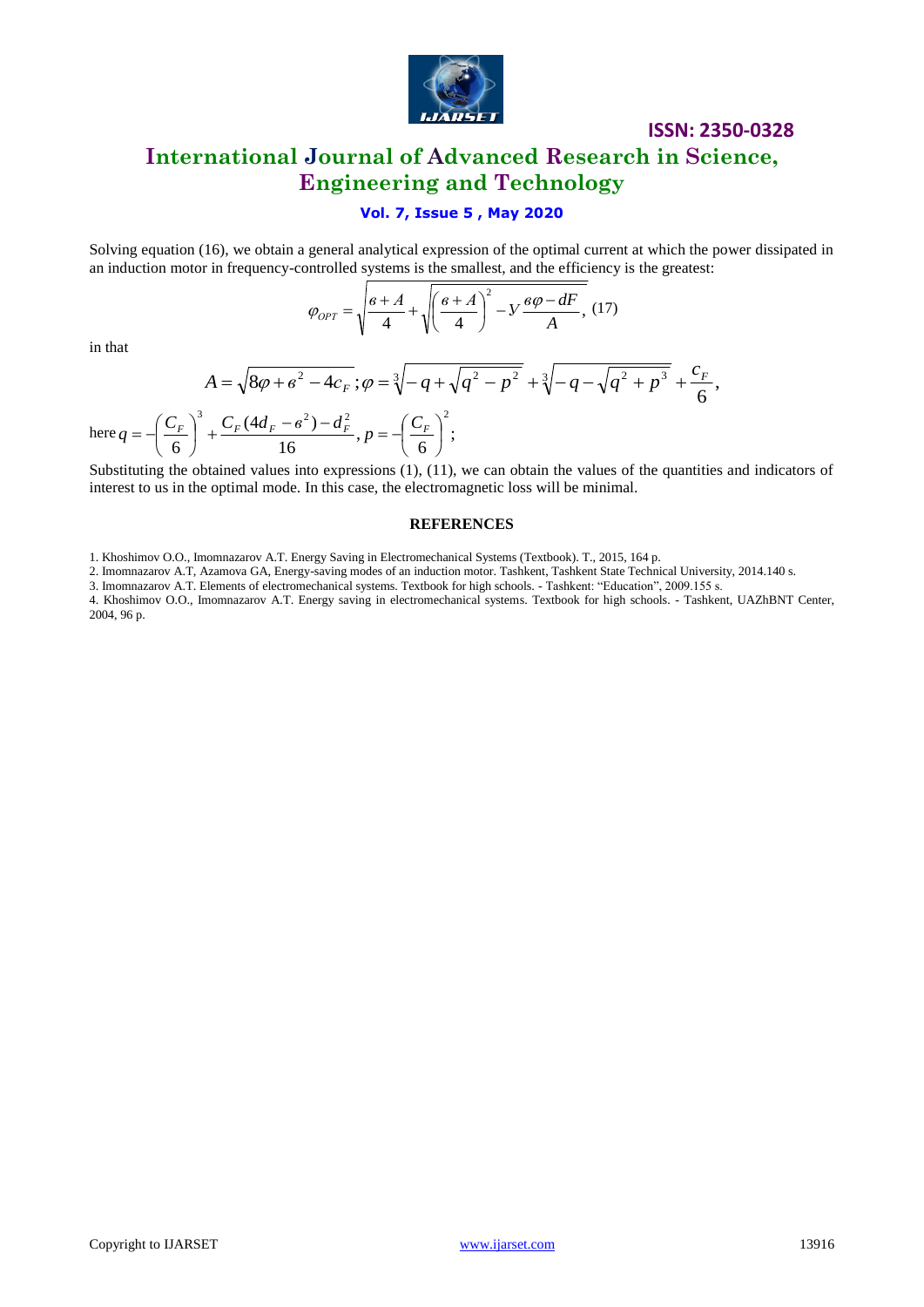Solving equation (16), we obtain a general analytical expression of the optimal current at which the power dissipated in an induction motor in frequency-controlled systems is the smallest, and the efficiency is the greatest:

$$\varphi_{OPT} = \sqrt{\frac{в + A}{4} + \sqrt{\left(\frac{в + A}{4}\right)^2 - y\frac{в\varphi - dF}{A}}}, \text{ (17)}$$

in that

$$A = \sqrt{8\varphi + в^2 - 4c_F}\,; \varphi = \sqrt[3]{-q + \sqrt{q^2 - p^2}} + \sqrt[3]{-q - \sqrt{q^2 + p^3}} + \frac{c_F}{6},$$

here $q = -\left(\frac{C_F}{6}\right)^3 + \frac{C_F(4d_F - в^2) - d_F^2}{16}, \; p = -\left(\frac{C_F}{6}\right)^2;$

Substituting the obtained values into expressions (1), (11), we can obtain the values of the quantities and indicators of interest to us in the optimal mode. In this case, the electromagnetic loss will be minimal.

## REFERENCES

1. Khoshimov O.O., Imomnazarov A.T. Energy Saving in Electromechanical Systems (Textbook). T., 2015, 164 p.
2. Imomnazarov A.T, Azamova GA, Energy-saving modes of an induction motor. Tashkent, Tashkent State Technical University, 2014.140 s.
3. Imomnazarov A.T. Elements of electromechanical systems. Textbook for high schools. - Tashkent: "Education", 2009.155 s.
4. Khoshimov O.O., Imomnazarov A.T. Energy saving in electromechanical systems. Textbook for high schools. - Tashkent, UAZhBNT Center, 2004, 96 p.